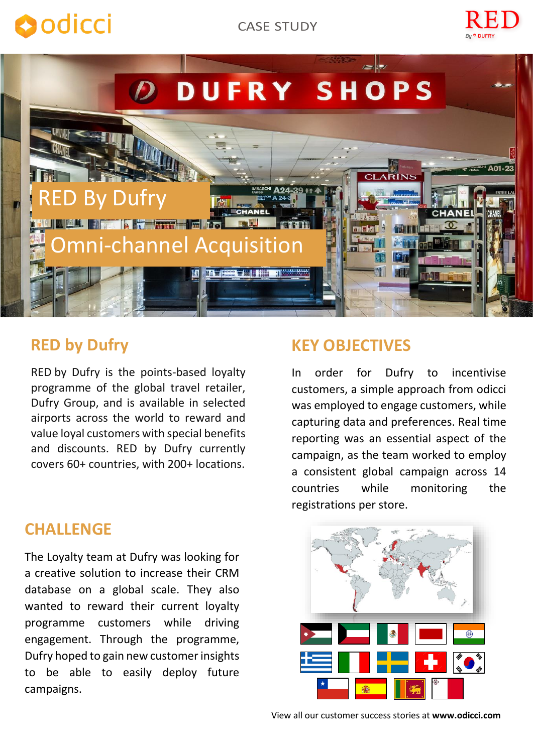CASE STUDY

# RED By Dufry

## Omni-channel Acquisition

## RED by Dufry

RED by Dufry is the points-based loyalty programme of the global travel retailer, Dufry Group, and is available in selected airports across the world to reward and value loyal customers with special benefits and discounts. RED by Dufry currently covers 60+ countries, with 200+ locations.

## CHALLENGE

The Loyalty team at Dufry was looking for a creative solution to increase their CRM database on a global scale. They also wanted to reward their current loyalty programme customers while driving engagement. Through the programme, Dufry hoped to gain new customer insights to be able to easily deploy future campaigns.

## KEY OBJECTIVES

In order for Dufry to incentivise customers, a simple approach from odicci was employed to engage customers, while capturing data and preferences. Real time reporting was an essential aspect of the campaign, as the team worked to employ a consistent global campaign across 14 countries while monitoring the registrations per store.

View all our customer success stories at **www.odicci.com**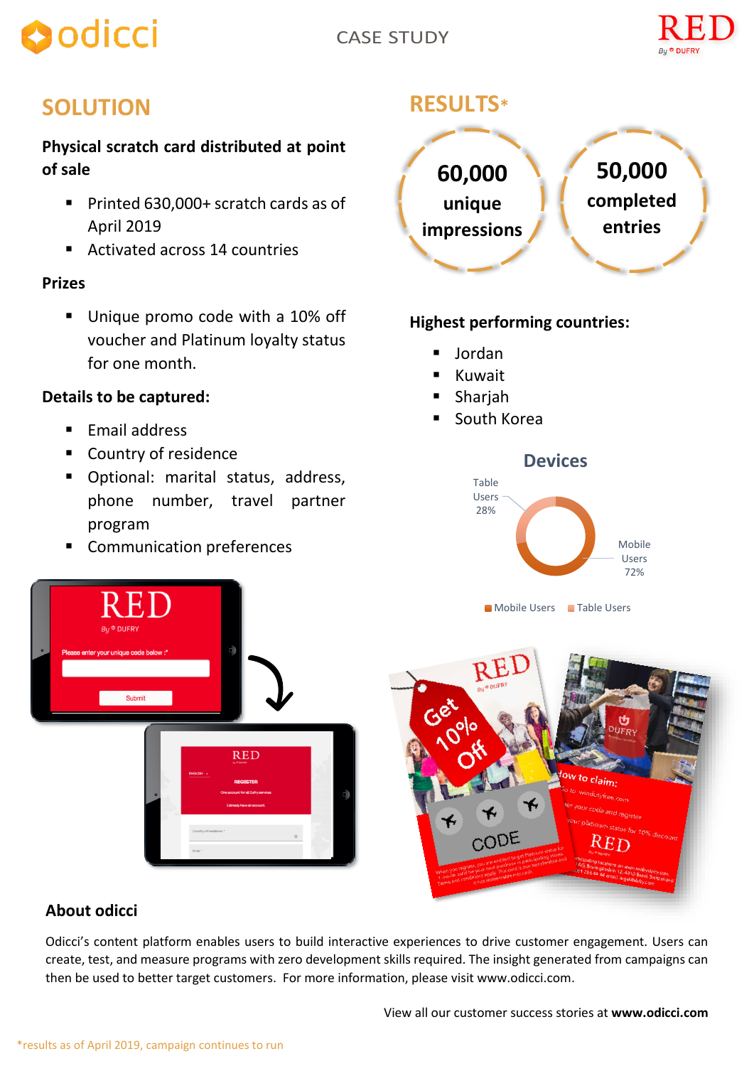CASE STUDY

## SOLUTION

**Physical scratch card distributed at point of sale**

- Printed 630,000+ scratch cards as of April 2019
- Activated across 14 countries

**Prizes**

- Unique promo code with a 10% off voucher and Platinum loyalty status for one month.

**Details to be captured:**

- Email address
- Country of residence
- Optional: marital status, address, phone number, travel partner program
- Communication preferences

## RESULTS*

**60,000 unique impressions**

**50,000 completed entries**

**Highest performing countries:**

- Jordan
- Kuwait
- Sharjah
- South Korea

Devices

Table Users 28%

Mobile Users 72%

Mobile Users
Table Users

### About odicci

Odicci's content platform enables users to build interactive experiences to drive customer engagement. Users can create, test, and measure programs with zero development skills required. The insight generated from campaigns can then be used to better target customers. For more information, please visit www.odicci.com.

View all our customer success stories at **www.odicci.com**

*results as of April 2019, campaign continues to run